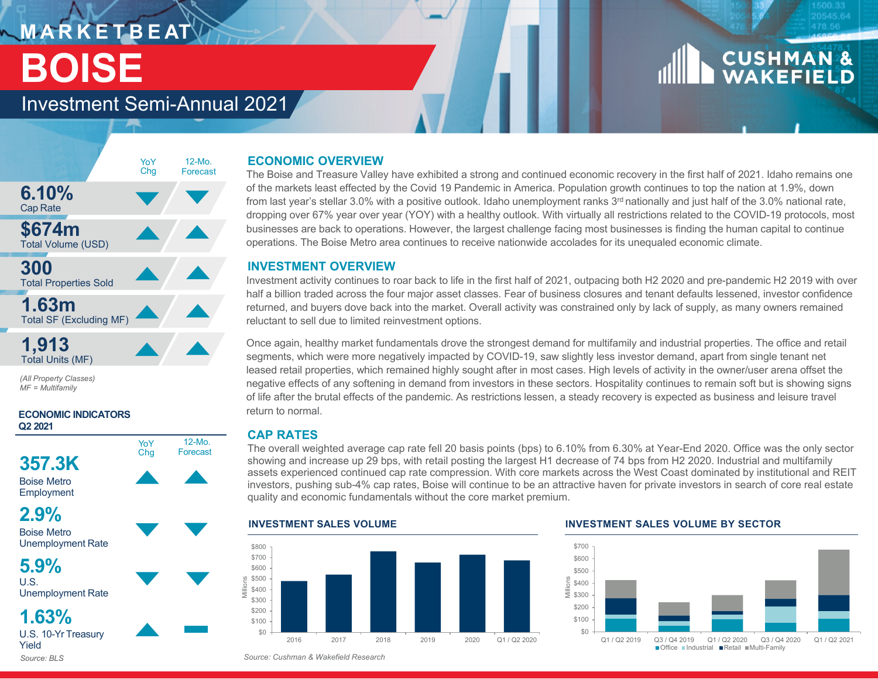# MARKETBEAT

# BOISE

## Investment Semi-Annual 2021

| | YoY Chg | 12-Mo. Forecast |
|---|---|---|
| **6.10%** Cap Rate | ▼ | ▼ |
| **$674m** Total Volume (USD) | ▲ | ▲ |
| **300** Total Properties Sold | ▲ | ▲ |
| **1.63m** Total SF (Excluding MF) | ▲ | ▲ |
| **1,913** Total Units (MF) | ▲ | ▲ |

*(All Property Classes)*
*MF = Multifamily*

### ECONOMIC INDICATORS Q2 2021

| | YoY Chg | 12-Mo. Forecast |
|---|---|---|
| **357.3K** Boise Metro Employment | ▲ | ▲ |
| **2.9%** Boise Metro Unemployment Rate | ▼ | ▼ |
| **5.9%** U.S. Unemployment Rate | ▼ | ▼ |
| **1.63%** U.S. 10-Yr Treasury Yield | ▲ | ▬ |

*Source: BLS*

## ECONOMIC OVERVIEW

The Boise and Treasure Valley have exhibited a strong and continued economic recovery in the first half of 2021. Idaho remains one of the markets least effected by the Covid 19 Pandemic in America. Population growth continues to top the nation at 1.9%, down from last year's stellar 3.0% with a positive outlook. Idaho unemployment ranks 3rd nationally and just half of the 3.0% national rate, dropping over 67% year over year (YOY) with a healthy outlook. With virtually all restrictions related to the COVID-19 protocols, most businesses are back to operations. However, the largest challenge facing most businesses is finding the human capital to continue operations. The Boise Metro area continues to receive nationwide accolades for its unequaled economic climate.

## INVESTMENT OVERVIEW

Investment activity continues to roar back to life in the first half of 2021, outpacing both H2 2020 and pre-pandemic H2 2019 with over half a billion traded across the four major asset classes. Fear of business closures and tenant defaults lessened, investor confidence returned, and buyers dove back into the market. Overall activity was constrained only by lack of supply, as many owners remained reluctant to sell due to limited reinvestment options.

Once again, healthy market fundamentals drove the strongest demand for multifamily and industrial properties. The office and retail segments, which were more negatively impacted by COVID-19, saw slightly less investor demand, apart from single tenant net leased retail properties, which remained highly sought after in most cases. High levels of activity in the owner/user arena offset the negative effects of any softening in demand from investors in these sectors. Hospitality continues to remain soft but is showing signs of life after the brutal effects of the pandemic. As restrictions lessen, a steady recovery is expected as business and leisure travel return to normal.

## CAP RATES

The overall weighted average cap rate fell 20 basis points (bps) to 6.10% from 6.30% at Year-End 2020. Office was the only sector showing and increase up 29 bps, with retail posting the largest H1 decrease of 74 bps from H2 2020. Industrial and multifamily assets experienced continued cap rate compression. With core markets across the West Coast dominated by institutional and REIT investors, pushing sub-4% cap rates, Boise will continue to be an attractive haven for private investors in search of core real estate quality and economic fundamentals without the core market premium.

### INVESTMENT SALES VOLUME

Millions; y-axis $0–$800; categories: 2016, 2017, 2018, 2019, 2020, Q1 / Q2 2020

### INVESTMENT SALES VOLUME BY SECTOR

Millions; y-axis $0–$700; categories: Q1 / Q2 2019, Q3 / Q4 2019, Q1 / Q2 2020, Q3 / Q4 2020, Q1 / Q2 2021

■ Office ■ Industrial ■ Retail ■ Multi-Family

*Source: Cushman & Wakefield Research*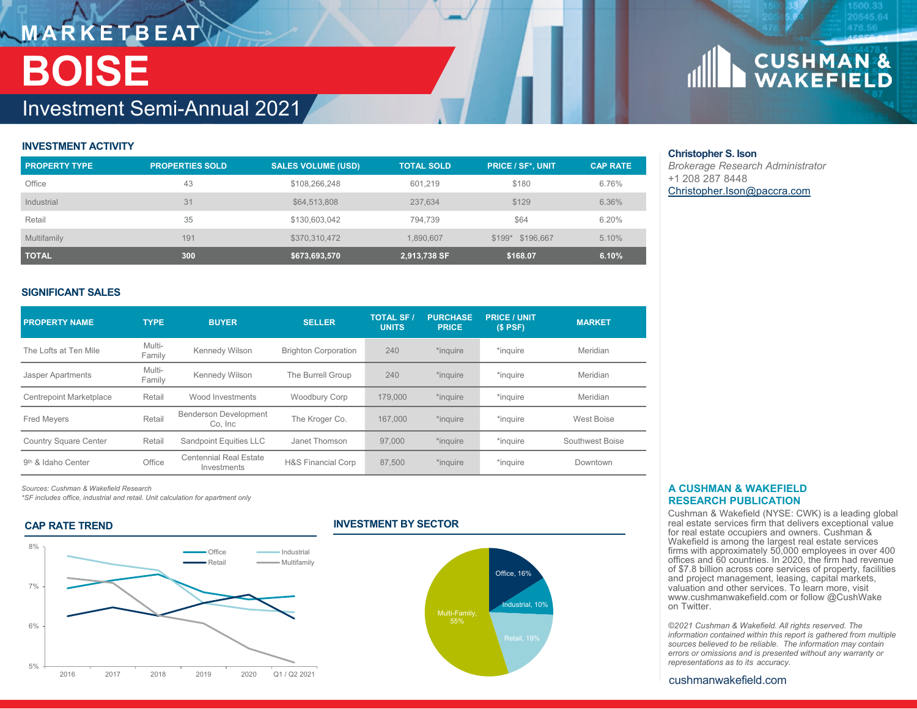# MARKETBEAT

# BOISE

## Investment Semi-Annual 2021

### INVESTMENT ACTIVITY

| PROPERTY TYPE | PROPERTIES SOLD | SALES VOLUME (USD) | TOTAL SOLD | PRICE / SF*, UNIT | CAP RATE |
|---|---|---|---|---|---|
| Office | 43 | $108,266,248 | 601,219 | $180 | 6.76% |
| Industrial | 31 | $64,513,808 | 237,634 | $129 | 6.36% |
| Retail | 35 | $130,603,042 | 794,739 | $64 | 6.20% |
| Multifamily | 191 | $370,310,472 | 1,890,607 | $199* $196,667 | 5.10% |
| **TOTAL** | **300** | **$673,693,570** | **2,913,738 SF** | **$168.07** | **6.10%** |

### SIGNIFICANT SALES

| PROPERTY NAME | TYPE | BUYER | SELLER | TOTAL SF / UNITS | PURCHASE PRICE | PRICE / UNIT ($ PSF) | MARKET |
|---|---|---|---|---|---|---|---|
| The Lofts at Ten Mile | Multi-Family | Kennedy Wilson | Brighton Corporation | 240 | *inquire | *inquire | Meridian |
| Jasper Apartments | Multi-Family | Kennedy Wilson | The Burrell Group | 240 | *inquire | *inquire | Meridian |
| Centrepoint Marketplace | Retail | Wood Investments | Woodbury Corp | 179,000 | *inquire | *inquire | Meridian |
| Fred Meyers | Retail | Benderson Development Co, Inc | The Kroger Co. | 167,000 | *inquire | *inquire | West Boise |
| Country Square Center | Retail | Sandpoint Equities LLC | Janet Thomson | 97,000 | *inquire | *inquire | Southwest Boise |
| 9th & Idaho Center | Office | Centennial Real Estate Investments | H&S Financial Corp | 87,500 | *inquire | *inquire | Downtown |

*Sources: Cushman & Wakefield Research*

*\*SF includes office, industrial and retail. Unit calculation for apartment only*

### CAP RATE TREND

8%
7%
6%
5%
2016 2017 2018 2019 2020 Q1 / Q2 2021
Office, Industrial, Retail, Multifamily

### INVESTMENT BY SECTOR

Office, 16%
Industrial, 10%
Retail, 19%
Multi-Family, 55%

**Christopher S. Ison**
*Brokerage Research Administrator*
+1 208 287 8448
Christopher.Ison@paccra.com

### A CUSHMAN & WAKEFIELD RESEARCH PUBLICATION

Cushman & Wakefield (NYSE: CWK) is a leading global real estate services firm that delivers exceptional value for real estate occupiers and owners. Cushman & Wakefield is among the largest real estate services firms with approximately 50,000 employees in over 400 offices and 60 countries. In 2020, the firm had revenue of $7.8 billion across core services of property, facilities and project management, leasing, capital markets, valuation and other services. To learn more, visit www.cushmanwakefield.com or follow @CushWake on Twitter.

*©2021 Cushman & Wakefield. All rights reserved. The information contained within this report is gathered from multiple sources believed to be reliable. The information may contain errors or omissions and is presented without any warranty or representations as to its accuracy.*

cushmanwakefield.com